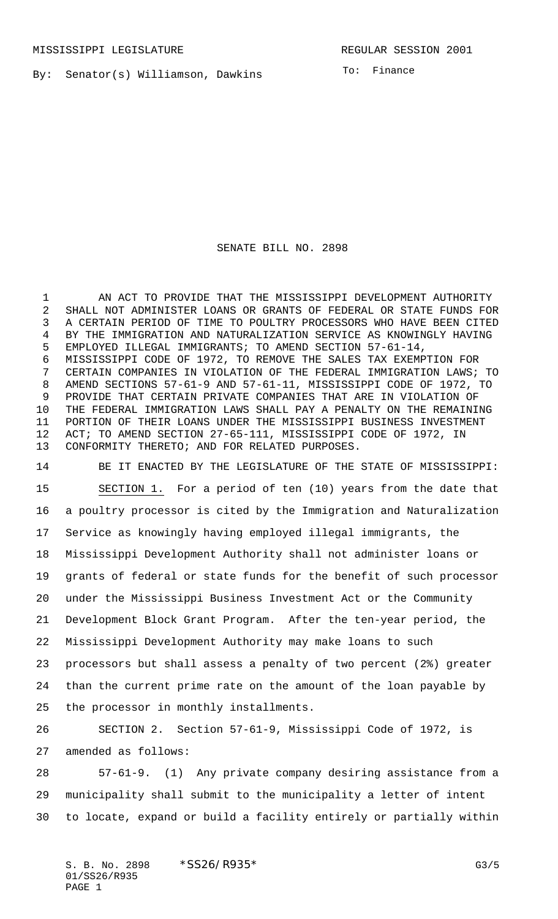MISSISSIPPI LEGISLATURE REGULAR SESSION 2001

By: Senator(s) Williamson, Dawkins

To: Finance

# SENATE BILL NO. 2898

AN ACT TO PROVIDE THAT THE MISSISSIPPI DEVELOPMENT AUTHORITY SHALL NOT ADMINISTER LOANS OR GRANTS OF FEDERAL OR STATE FUNDS FOR A CERTAIN PERIOD OF TIME TO POULTRY PROCESSORS WHO HAVE BEEN CITED BY THE IMMIGRATION AND NATURALIZATION SERVICE AS KNOWINGLY HAVING EMPLOYED ILLEGAL IMMIGRANTS; TO AMEND SECTION 57-61-14, MISSISSIPPI CODE OF 1972, TO REMOVE THE SALES TAX EXEMPTION FOR CERTAIN COMPANIES IN VIOLATION OF THE FEDERAL IMMIGRATION LAWS; TO AMEND SECTIONS 57-61-9 AND 57-61-11, MISSISSIPPI CODE OF 1972, TO PROVIDE THAT CERTAIN PRIVATE COMPANIES THAT ARE IN VIOLATION OF THE FEDERAL IMMIGRATION LAWS SHALL PAY A PENALTY ON THE REMAINING PORTION OF THEIR LOANS UNDER THE MISSISSIPPI BUSINESS INVESTMENT ACT; TO AMEND SECTION 27-65-111, MISSISSIPPI CODE OF 1972, IN CONFORMITY THERETO; AND FOR RELATED PURPOSES.

BE IT ENACTED BY THE LEGISLATURE OF THE STATE OF MISSISSIPPI:

SECTION 1. For a period of ten (10) years from the date that a poultry processor is cited by the Immigration and Naturalization Service as knowingly having employed illegal immigrants, the Mississippi Development Authority shall not administer loans or grants of federal or state funds for the benefit of such processor under the Mississippi Business Investment Act or the Community Development Block Grant Program. After the ten-year period, the Mississippi Development Authority may make loans to such processors but shall assess a penalty of two percent (2%) greater than the current prime rate on the amount of the loan payable by the processor in monthly installments.

SECTION 2. Section 57-61-9, Mississippi Code of 1972, is amended as follows:

57-61-9. (1) Any private company desiring assistance from a municipality shall submit to the municipality a letter of intent to locate, expand or build a facility entirely or partially within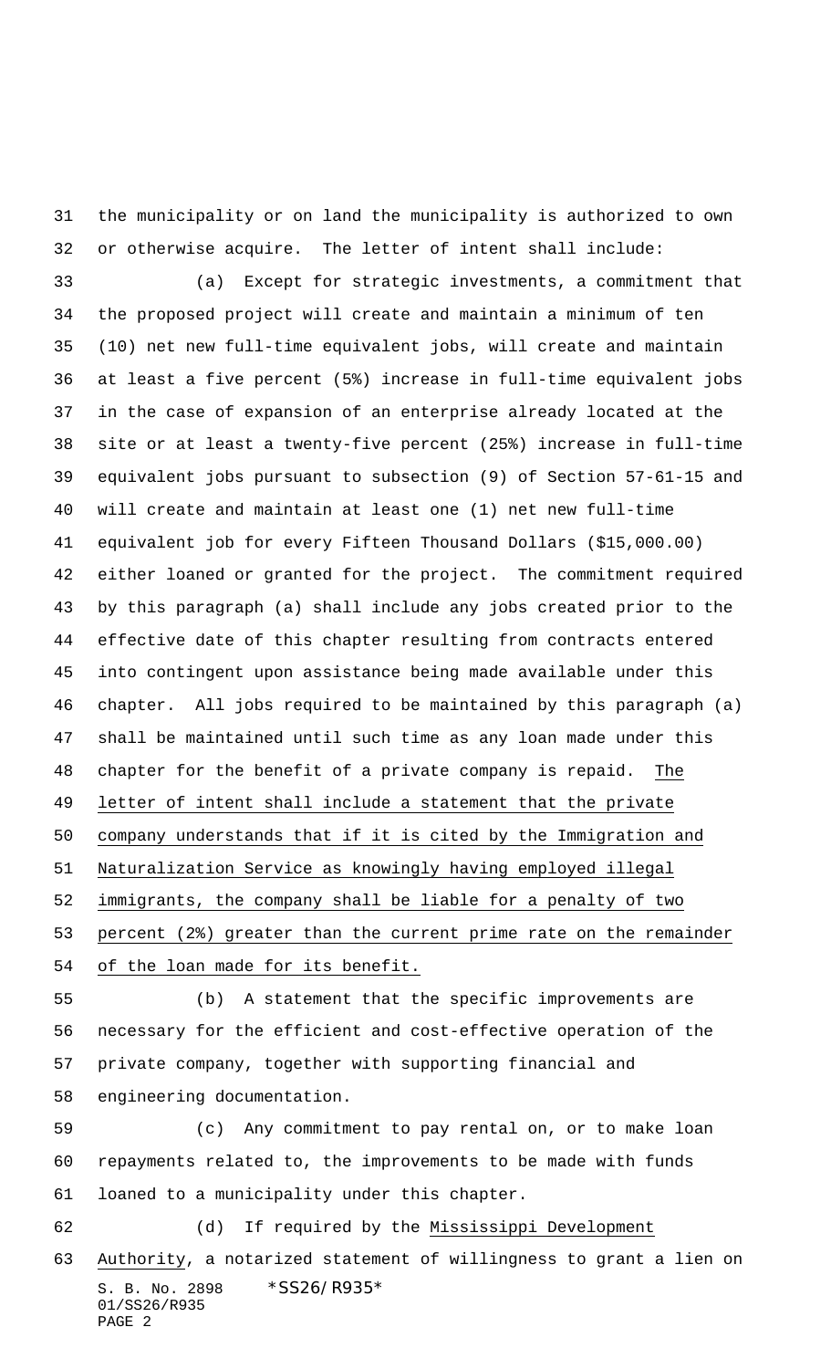the municipality or on land the municipality is authorized to own or otherwise acquire. The letter of intent shall include:

(a) Except for strategic investments, a commitment that the proposed project will create and maintain a minimum of ten (10) net new full-time equivalent jobs, will create and maintain at least a five percent (5%) increase in full-time equivalent jobs in the case of expansion of an enterprise already located at the site or at least a twenty-five percent (25%) increase in full-time equivalent jobs pursuant to subsection (9) of Section 57-61-15 and will create and maintain at least one (1) net new full-time equivalent job for every Fifteen Thousand Dollars ($15,000.00) either loaned or granted for the project. The commitment required by this paragraph (a) shall include any jobs created prior to the effective date of this chapter resulting from contracts entered into contingent upon assistance being made available under this chapter. All jobs required to be maintained by this paragraph (a) shall be maintained until such time as any loan made under this chapter for the benefit of a private company is repaid. The letter of intent shall include a statement that the private company understands that if it is cited by the Immigration and Naturalization Service as knowingly having employed illegal immigrants, the company shall be liable for a penalty of two percent (2%) greater than the current prime rate on the remainder of the loan made for its benefit.

(b) A statement that the specific improvements are necessary for the efficient and cost-effective operation of the private company, together with supporting financial and engineering documentation.

(c) Any commitment to pay rental on, or to make loan repayments related to, the improvements to be made with funds loaned to a municipality under this chapter.

(d) If required by the Mississippi Development Authority, a notarized statement of willingness to grant a lien on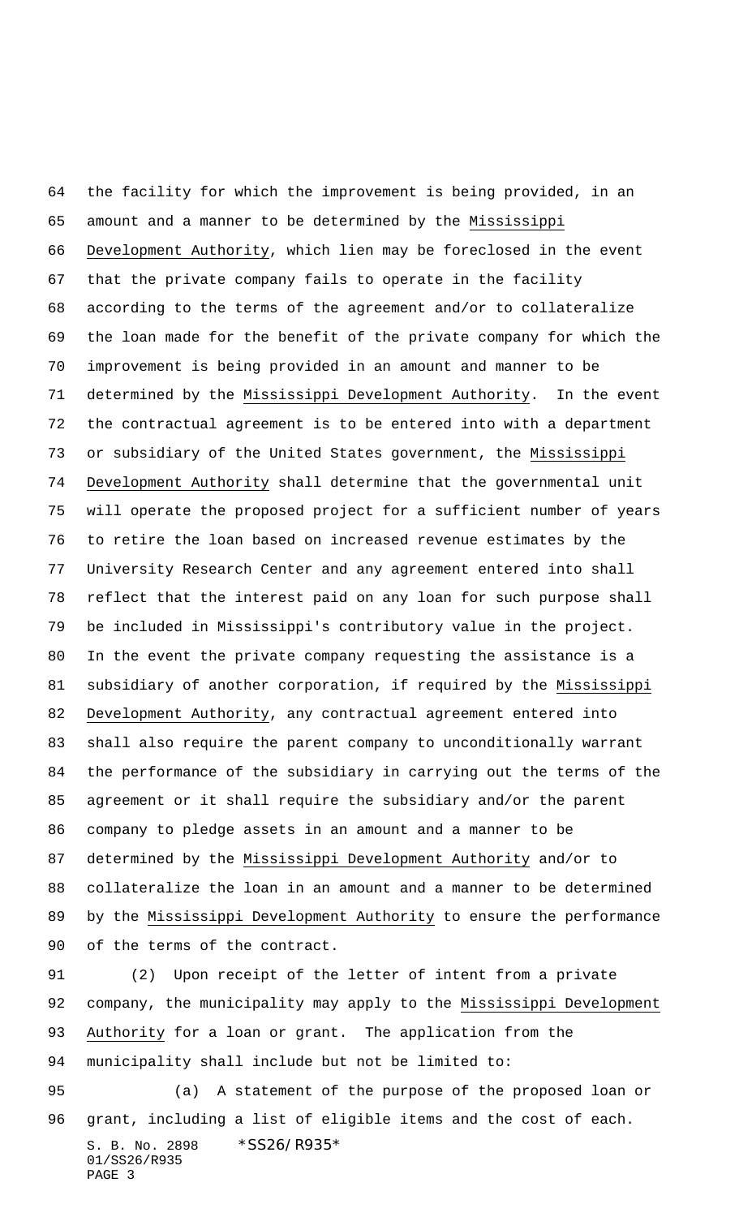the facility for which the improvement is being provided, in an amount and a manner to be determined by the Mississippi Development Authority, which lien may be foreclosed in the event that the private company fails to operate in the facility according to the terms of the agreement and/or to collateralize the loan made for the benefit of the private company for which the improvement is being provided in an amount and manner to be determined by the Mississippi Development Authority. In the event the contractual agreement is to be entered into with a department or subsidiary of the United States government, the Mississippi Development Authority shall determine that the governmental unit will operate the proposed project for a sufficient number of years to retire the loan based on increased revenue estimates by the University Research Center and any agreement entered into shall reflect that the interest paid on any loan for such purpose shall be included in Mississippi's contributory value in the project. In the event the private company requesting the assistance is a subsidiary of another corporation, if required by the Mississippi Development Authority, any contractual agreement entered into shall also require the parent company to unconditionally warrant the performance of the subsidiary in carrying out the terms of the agreement or it shall require the subsidiary and/or the parent company to pledge assets in an amount and a manner to be determined by the Mississippi Development Authority and/or to collateralize the loan in an amount and a manner to be determined by the Mississippi Development Authority to ensure the performance of the terms of the contract.

(2) Upon receipt of the letter of intent from a private company, the municipality may apply to the Mississippi Development Authority for a loan or grant. The application from the municipality shall include but not be limited to:

(a) A statement of the purpose of the proposed loan or grant, including a list of eligible items and the cost of each.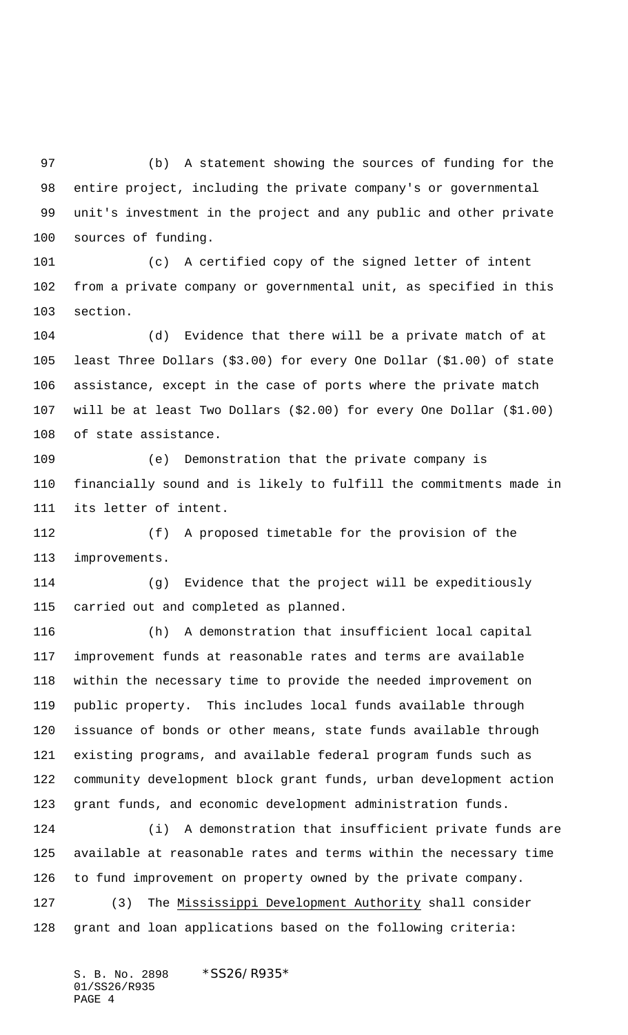(b) A statement showing the sources of funding for the entire project, including the private company's or governmental unit's investment in the project and any public and other private sources of funding.

(c) A certified copy of the signed letter of intent from a private company or governmental unit, as specified in this section.

(d) Evidence that there will be a private match of at least Three Dollars ($3.00) for every One Dollar ($1.00) of state assistance, except in the case of ports where the private match will be at least Two Dollars ($2.00) for every One Dollar ($1.00) of state assistance.

(e) Demonstration that the private company is financially sound and is likely to fulfill the commitments made in its letter of intent.

(f) A proposed timetable for the provision of the improvements.

(g) Evidence that the project will be expeditiously carried out and completed as planned.

(h) A demonstration that insufficient local capital improvement funds at reasonable rates and terms are available within the necessary time to provide the needed improvement on public property. This includes local funds available through issuance of bonds or other means, state funds available through existing programs, and available federal program funds such as community development block grant funds, urban development action grant funds, and economic development administration funds.

(i) A demonstration that insufficient private funds are available at reasonable rates and terms within the necessary time to fund improvement on property owned by the private company.

(3) The Mississippi Development Authority shall consider grant and loan applications based on the following criteria: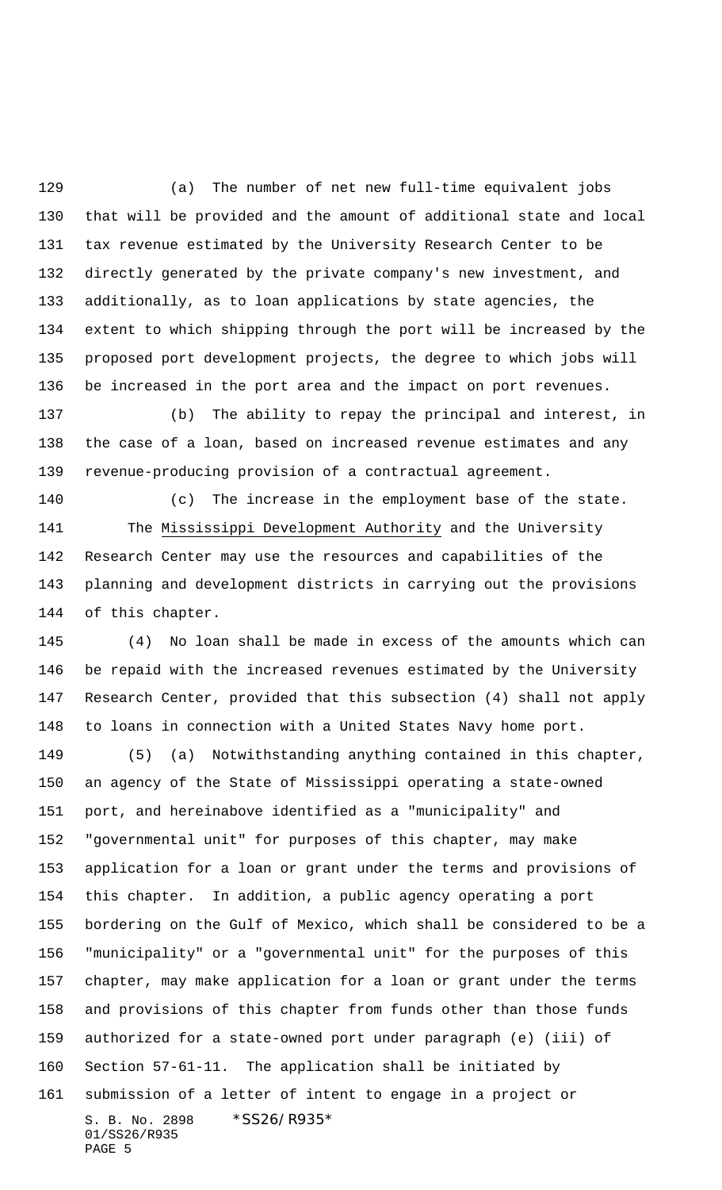(a) The number of net new full-time equivalent jobs that will be provided and the amount of additional state and local tax revenue estimated by the University Research Center to be directly generated by the private company's new investment, and additionally, as to loan applications by state agencies, the extent to which shipping through the port will be increased by the proposed port development projects, the degree to which jobs will be increased in the port area and the impact on port revenues.

(b) The ability to repay the principal and interest, in the case of a loan, based on increased revenue estimates and any revenue-producing provision of a contractual agreement.

(c) The increase in the employment base of the state.

The Mississippi Development Authority and the University Research Center may use the resources and capabilities of the planning and development districts in carrying out the provisions of this chapter.

(4) No loan shall be made in excess of the amounts which can be repaid with the increased revenues estimated by the University Research Center, provided that this subsection (4) shall not apply to loans in connection with a United States Navy home port.

(5) (a) Notwithstanding anything contained in this chapter, an agency of the State of Mississippi operating a state-owned port, and hereinabove identified as a "municipality" and "governmental unit" for purposes of this chapter, may make application for a loan or grant under the terms and provisions of this chapter. In addition, a public agency operating a port bordering on the Gulf of Mexico, which shall be considered to be a "municipality" or a "governmental unit" for the purposes of this chapter, may make application for a loan or grant under the terms and provisions of this chapter from funds other than those funds authorized for a state-owned port under paragraph (e) (iii) of Section 57-61-11. The application shall be initiated by submission of a letter of intent to engage in a project or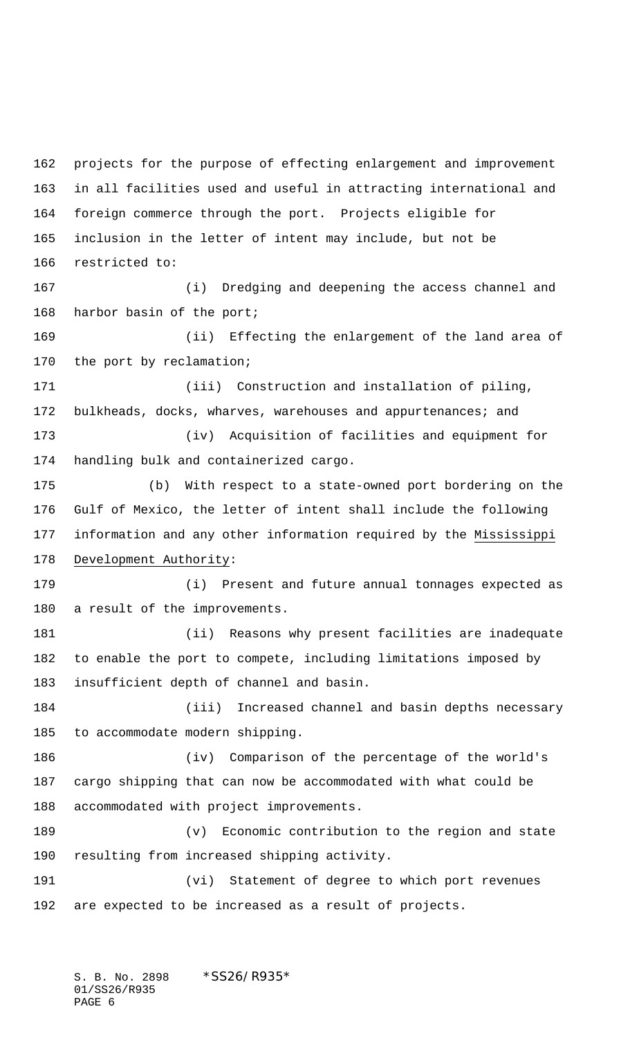projects for the purpose of effecting enlargement and improvement in all facilities used and useful in attracting international and foreign commerce through the port. Projects eligible for inclusion in the letter of intent may include, but not be restricted to:

(i) Dredging and deepening the access channel and harbor basin of the port;

(ii) Effecting the enlargement of the land area of the port by reclamation;

(iii) Construction and installation of piling, bulkheads, docks, wharves, warehouses and appurtenances; and

(iv) Acquisition of facilities and equipment for handling bulk and containerized cargo.

(b) With respect to a state-owned port bordering on the Gulf of Mexico, the letter of intent shall include the following information and any other information required by the Mississippi Development Authority:

(i) Present and future annual tonnages expected as a result of the improvements.

(ii) Reasons why present facilities are inadequate to enable the port to compete, including limitations imposed by insufficient depth of channel and basin.

(iii) Increased channel and basin depths necessary to accommodate modern shipping.

(iv) Comparison of the percentage of the world's cargo shipping that can now be accommodated with what could be accommodated with project improvements.

(v) Economic contribution to the region and state resulting from increased shipping activity.

(vi) Statement of degree to which port revenues are expected to be increased as a result of projects.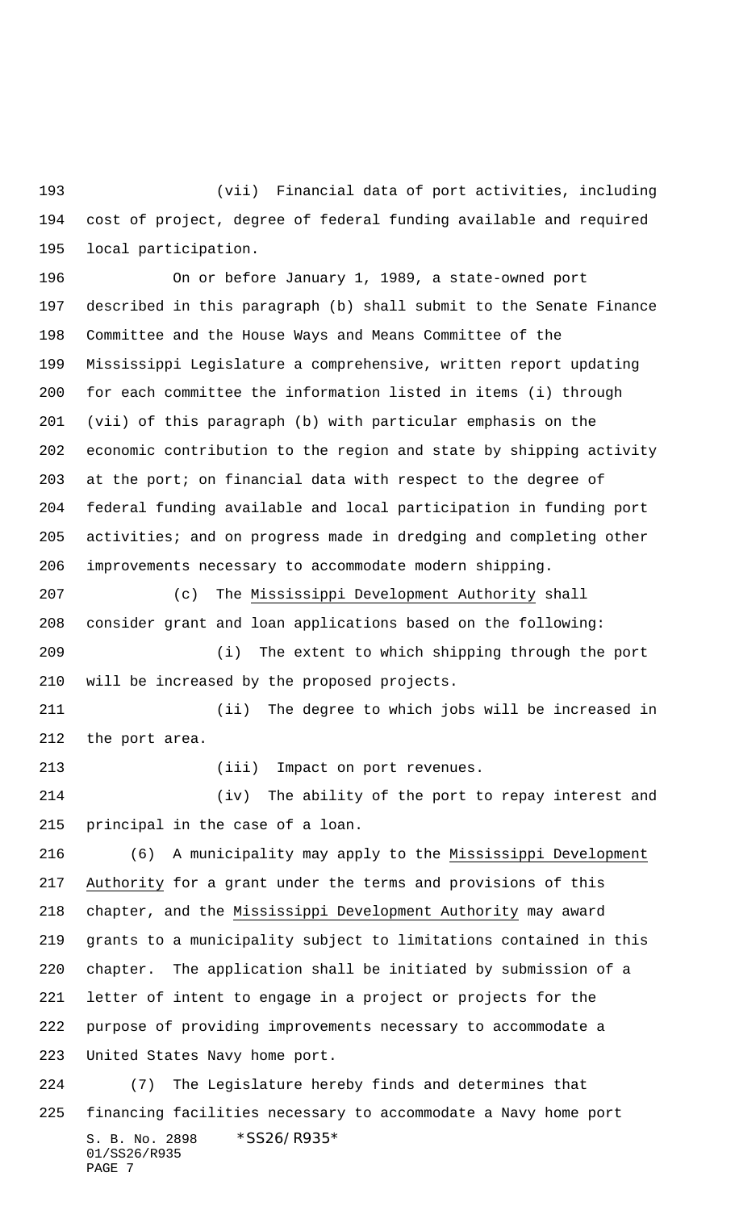(vii) Financial data of port activities, including cost of project, degree of federal funding available and required local participation.

On or before January 1, 1989, a state-owned port described in this paragraph (b) shall submit to the Senate Finance Committee and the House Ways and Means Committee of the Mississippi Legislature a comprehensive, written report updating for each committee the information listed in items (i) through (vii) of this paragraph (b) with particular emphasis on the economic contribution to the region and state by shipping activity at the port; on financial data with respect to the degree of federal funding available and local participation in funding port activities; and on progress made in dredging and completing other improvements necessary to accommodate modern shipping.

(c) The Mississippi Development Authority shall consider grant and loan applications based on the following:

(i) The extent to which shipping through the port will be increased by the proposed projects.

(ii) The degree to which jobs will be increased in the port area.

(iii) Impact on port revenues.

(iv) The ability of the port to repay interest and principal in the case of a loan.

(6) A municipality may apply to the Mississippi Development Authority for a grant under the terms and provisions of this chapter, and the Mississippi Development Authority may award grants to a municipality subject to limitations contained in this chapter. The application shall be initiated by submission of a letter of intent to engage in a project or projects for the purpose of providing improvements necessary to accommodate a United States Navy home port.

(7) The Legislature hereby finds and determines that financing facilities necessary to accommodate a Navy home port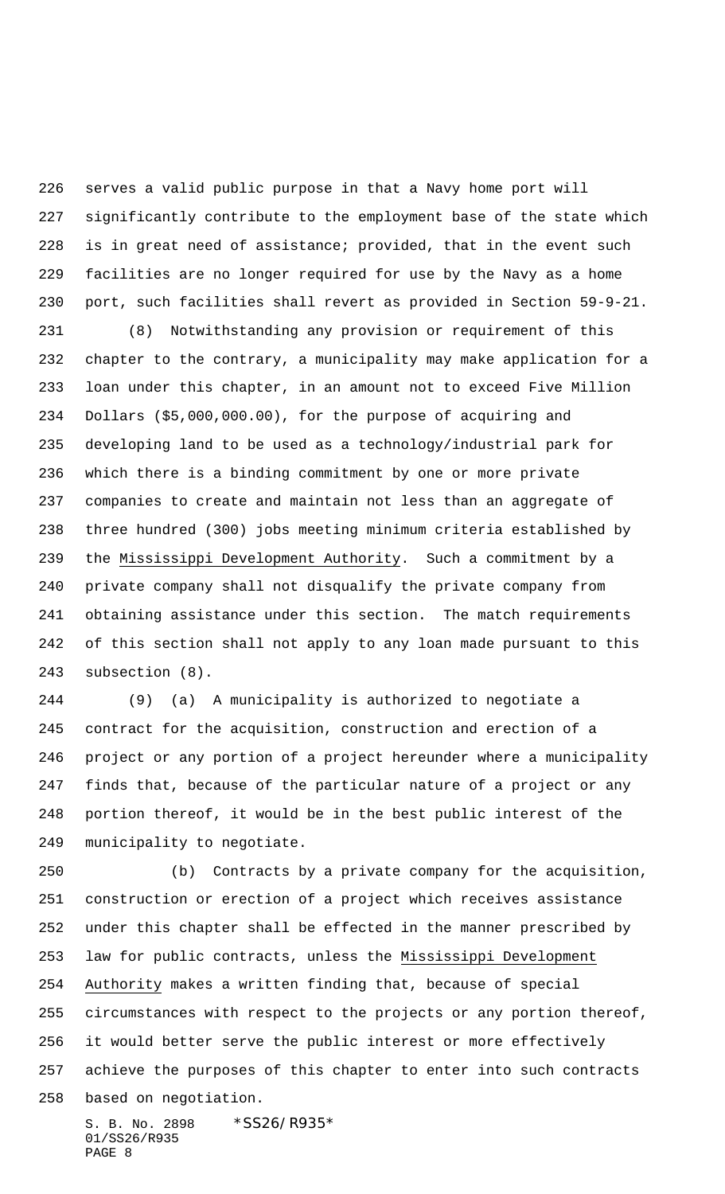serves a valid public purpose in that a Navy home port will significantly contribute to the employment base of the state which is in great need of assistance; provided, that in the event such facilities are no longer required for use by the Navy as a home port, such facilities shall revert as provided in Section 59-9-21.

(8) Notwithstanding any provision or requirement of this chapter to the contrary, a municipality may make application for a loan under this chapter, in an amount not to exceed Five Million Dollars ($5,000,000.00), for the purpose of acquiring and developing land to be used as a technology/industrial park for which there is a binding commitment by one or more private companies to create and maintain not less than an aggregate of three hundred (300) jobs meeting minimum criteria established by the Mississippi Development Authority. Such a commitment by a private company shall not disqualify the private company from obtaining assistance under this section. The match requirements of this section shall not apply to any loan made pursuant to this subsection (8).

(9) (a) A municipality is authorized to negotiate a contract for the acquisition, construction and erection of a project or any portion of a project hereunder where a municipality finds that, because of the particular nature of a project or any portion thereof, it would be in the best public interest of the municipality to negotiate.

(b) Contracts by a private company for the acquisition, construction or erection of a project which receives assistance under this chapter shall be effected in the manner prescribed by law for public contracts, unless the Mississippi Development Authority makes a written finding that, because of special circumstances with respect to the projects or any portion thereof, it would better serve the public interest or more effectively achieve the purposes of this chapter to enter into such contracts based on negotiation.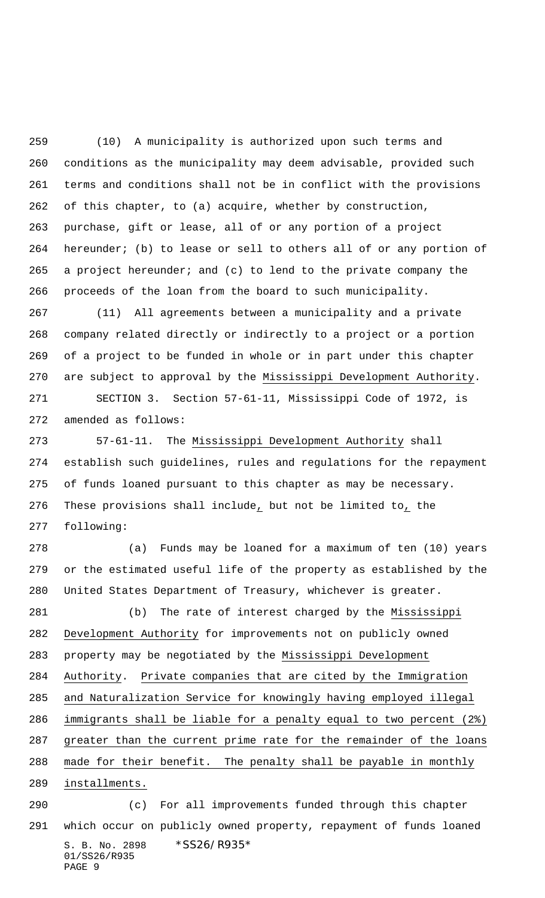(10) A municipality is authorized upon such terms and conditions as the municipality may deem advisable, provided such terms and conditions shall not be in conflict with the provisions of this chapter, to (a) acquire, whether by construction, purchase, gift or lease, all of or any portion of a project hereunder; (b) to lease or sell to others all of or any portion of a project hereunder; and (c) to lend to the private company the proceeds of the loan from the board to such municipality.

(11) All agreements between a municipality and a private company related directly or indirectly to a project or a portion of a project to be funded in whole or in part under this chapter are subject to approval by the Mississippi Development Authority.

SECTION 3. Section 57-61-11, Mississippi Code of 1972, is amended as follows:

57-61-11. The Mississippi Development Authority shall establish such guidelines, rules and regulations for the repayment of funds loaned pursuant to this chapter as may be necessary. These provisions shall include, but not be limited to, the following:

(a) Funds may be loaned for a maximum of ten (10) years or the estimated useful life of the property as established by the United States Department of Treasury, whichever is greater.

(b) The rate of interest charged by the Mississippi Development Authority for improvements not on publicly owned property may be negotiated by the Mississippi Development Authority. Private companies that are cited by the Immigration and Naturalization Service for knowingly having employed illegal immigrants shall be liable for a penalty equal to two percent (2%) greater than the current prime rate for the remainder of the loans made for their benefit. The penalty shall be payable in monthly installments.

(c) For all improvements funded through this chapter which occur on publicly owned property, repayment of funds loaned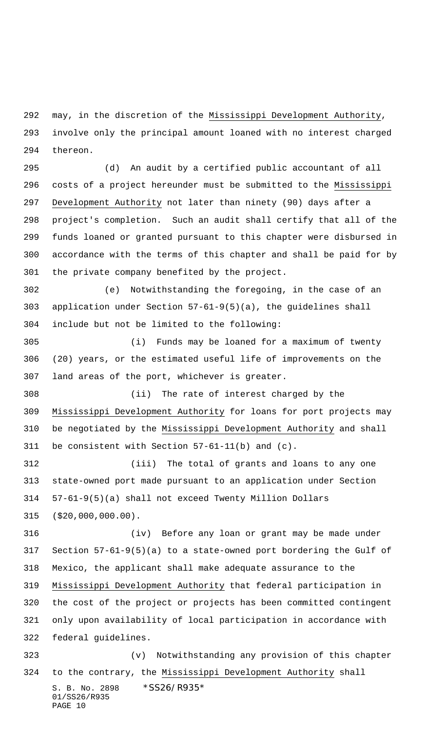may, in the discretion of the Mississippi Development Authority, involve only the principal amount loaned with no interest charged thereon.

(d) An audit by a certified public accountant of all costs of a project hereunder must be submitted to the Mississippi Development Authority not later than ninety (90) days after a project's completion. Such an audit shall certify that all of the funds loaned or granted pursuant to this chapter were disbursed in accordance with the terms of this chapter and shall be paid for by the private company benefited by the project.

(e) Notwithstanding the foregoing, in the case of an application under Section 57-61-9(5)(a), the guidelines shall include but not be limited to the following:

(i) Funds may be loaned for a maximum of twenty (20) years, or the estimated useful life of improvements on the land areas of the port, whichever is greater.

(ii) The rate of interest charged by the Mississippi Development Authority for loans for port projects may be negotiated by the Mississippi Development Authority and shall be consistent with Section 57-61-11(b) and (c).

(iii) The total of grants and loans to any one state-owned port made pursuant to an application under Section 57-61-9(5)(a) shall not exceed Twenty Million Dollars ($20,000,000.00).

(iv) Before any loan or grant may be made under Section 57-61-9(5)(a) to a state-owned port bordering the Gulf of Mexico, the applicant shall make adequate assurance to the Mississippi Development Authority that federal participation in the cost of the project or projects has been committed contingent only upon availability of local participation in accordance with federal guidelines.

(v) Notwithstanding any provision of this chapter to the contrary, the Mississippi Development Authority shall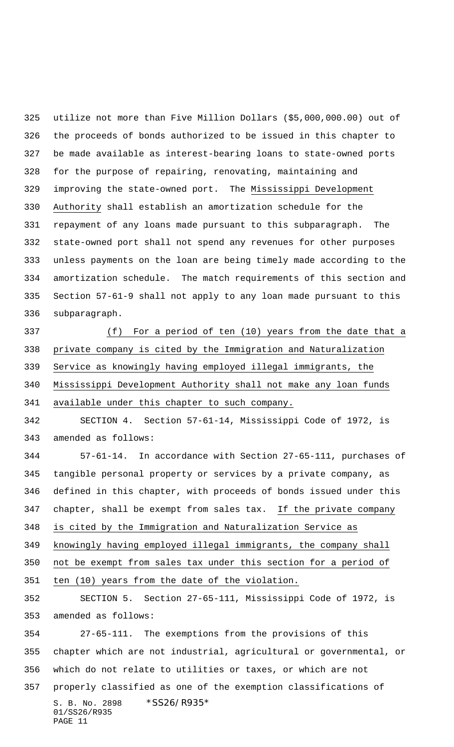utilize not more than Five Million Dollars ($5,000,000.00) out of the proceeds of bonds authorized to be issued in this chapter to be made available as interest-bearing loans to state-owned ports for the purpose of repairing, renovating, maintaining and improving the state-owned port. The Mississippi Development Authority shall establish an amortization schedule for the repayment of any loans made pursuant to this subparagraph. The state-owned port shall not spend any revenues for other purposes unless payments on the loan are being timely made according to the amortization schedule. The match requirements of this section and Section 57-61-9 shall not apply to any loan made pursuant to this subparagraph.

(f) For a period of ten (10) years from the date that a private company is cited by the Immigration and Naturalization Service as knowingly having employed illegal immigrants, the Mississippi Development Authority shall not make any loan funds available under this chapter to such company.

SECTION 4. Section 57-61-14, Mississippi Code of 1972, is amended as follows:

57-61-14. In accordance with Section 27-65-111, purchases of tangible personal property or services by a private company, as defined in this chapter, with proceeds of bonds issued under this chapter, shall be exempt from sales tax. If the private company is cited by the Immigration and Naturalization Service as knowingly having employed illegal immigrants, the company shall not be exempt from sales tax under this section for a period of ten (10) years from the date of the violation.

SECTION 5. Section 27-65-111, Mississippi Code of 1972, is amended as follows:

27-65-111. The exemptions from the provisions of this chapter which are not industrial, agricultural or governmental, or which do not relate to utilities or taxes, or which are not properly classified as one of the exemption classifications of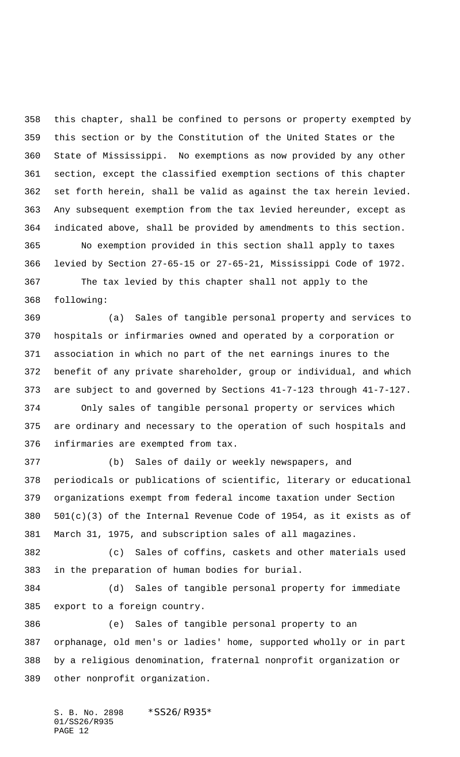this chapter, shall be confined to persons or property exempted by this section or by the Constitution of the United States or the State of Mississippi. No exemptions as now provided by any other section, except the classified exemption sections of this chapter set forth herein, shall be valid as against the tax herein levied. Any subsequent exemption from the tax levied hereunder, except as indicated above, shall be provided by amendments to this section.

No exemption provided in this section shall apply to taxes levied by Section 27-65-15 or 27-65-21, Mississippi Code of 1972.

The tax levied by this chapter shall not apply to the following:

(a) Sales of tangible personal property and services to hospitals or infirmaries owned and operated by a corporation or association in which no part of the net earnings inures to the benefit of any private shareholder, group or individual, and which are subject to and governed by Sections 41-7-123 through 41-7-127.

Only sales of tangible personal property or services which are ordinary and necessary to the operation of such hospitals and infirmaries are exempted from tax.

(b) Sales of daily or weekly newspapers, and periodicals or publications of scientific, literary or educational organizations exempt from federal income taxation under Section 501(c)(3) of the Internal Revenue Code of 1954, as it exists as of March 31, 1975, and subscription sales of all magazines.

(c) Sales of coffins, caskets and other materials used in the preparation of human bodies for burial.

(d) Sales of tangible personal property for immediate export to a foreign country.

(e) Sales of tangible personal property to an orphanage, old men's or ladies' home, supported wholly or in part by a religious denomination, fraternal nonprofit organization or other nonprofit organization.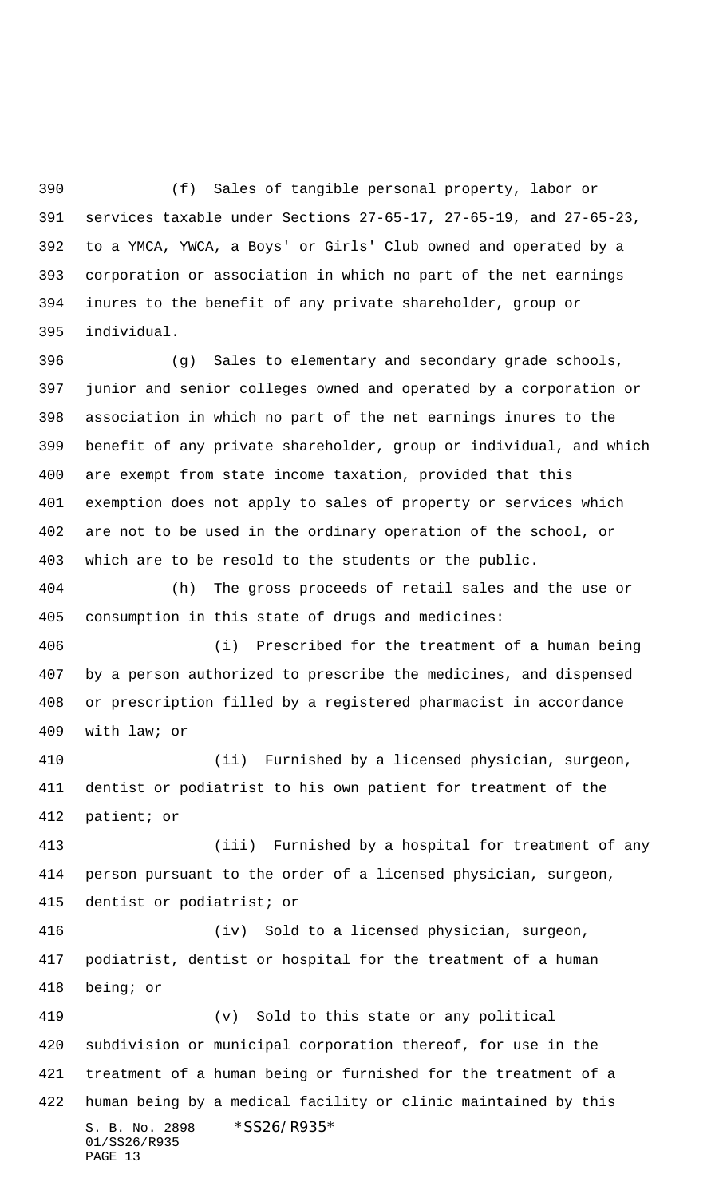(f) Sales of tangible personal property, labor or services taxable under Sections 27-65-17, 27-65-19, and 27-65-23, to a YMCA, YWCA, a Boys' or Girls' Club owned and operated by a corporation or association in which no part of the net earnings inures to the benefit of any private shareholder, group or individual.

(g) Sales to elementary and secondary grade schools, junior and senior colleges owned and operated by a corporation or association in which no part of the net earnings inures to the benefit of any private shareholder, group or individual, and which are exempt from state income taxation, provided that this exemption does not apply to sales of property or services which are not to be used in the ordinary operation of the school, or which are to be resold to the students or the public.

(h) The gross proceeds of retail sales and the use or consumption in this state of drugs and medicines:

(i) Prescribed for the treatment of a human being by a person authorized to prescribe the medicines, and dispensed or prescription filled by a registered pharmacist in accordance with law; or

(ii) Furnished by a licensed physician, surgeon, dentist or podiatrist to his own patient for treatment of the patient; or

(iii) Furnished by a hospital for treatment of any person pursuant to the order of a licensed physician, surgeon, dentist or podiatrist; or

(iv) Sold to a licensed physician, surgeon, podiatrist, dentist or hospital for the treatment of a human being; or

(v) Sold to this state or any political subdivision or municipal corporation thereof, for use in the treatment of a human being or furnished for the treatment of a human being by a medical facility or clinic maintained by this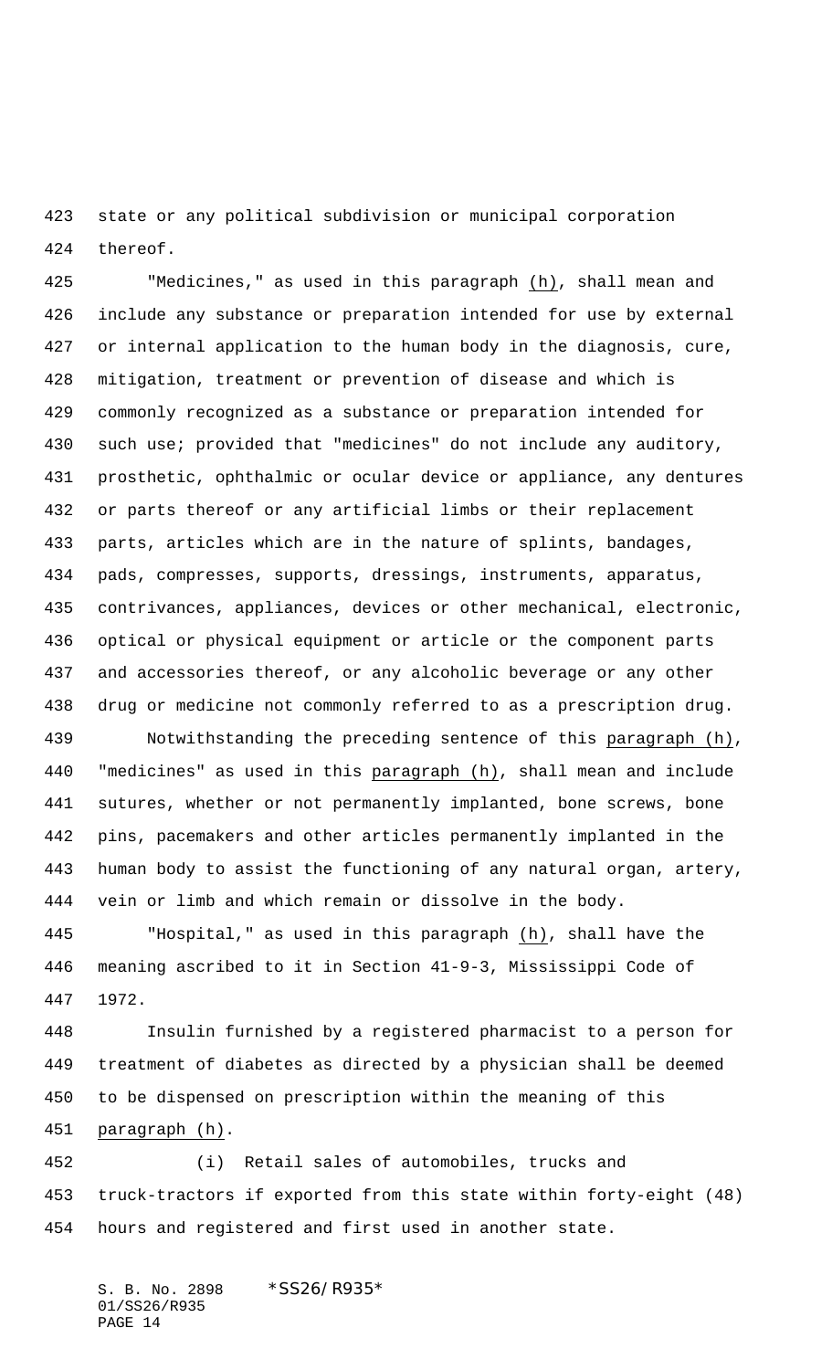state or any political subdivision or municipal corporation thereof.

"Medicines," as used in this paragraph (h), shall mean and include any substance or preparation intended for use by external or internal application to the human body in the diagnosis, cure, mitigation, treatment or prevention of disease and which is commonly recognized as a substance or preparation intended for such use; provided that "medicines" do not include any auditory, prosthetic, ophthalmic or ocular device or appliance, any dentures or parts thereof or any artificial limbs or their replacement parts, articles which are in the nature of splints, bandages, pads, compresses, supports, dressings, instruments, apparatus, contrivances, appliances, devices or other mechanical, electronic, optical or physical equipment or article or the component parts and accessories thereof, or any alcoholic beverage or any other drug or medicine not commonly referred to as a prescription drug.

Notwithstanding the preceding sentence of this paragraph (h), "medicines" as used in this paragraph (h), shall mean and include sutures, whether or not permanently implanted, bone screws, bone pins, pacemakers and other articles permanently implanted in the human body to assist the functioning of any natural organ, artery, vein or limb and which remain or dissolve in the body.

"Hospital," as used in this paragraph (h), shall have the meaning ascribed to it in Section 41-9-3, Mississippi Code of 1972.

Insulin furnished by a registered pharmacist to a person for treatment of diabetes as directed by a physician shall be deemed to be dispensed on prescription within the meaning of this paragraph (h).

(i) Retail sales of automobiles, trucks and truck-tractors if exported from this state within forty-eight (48) hours and registered and first used in another state.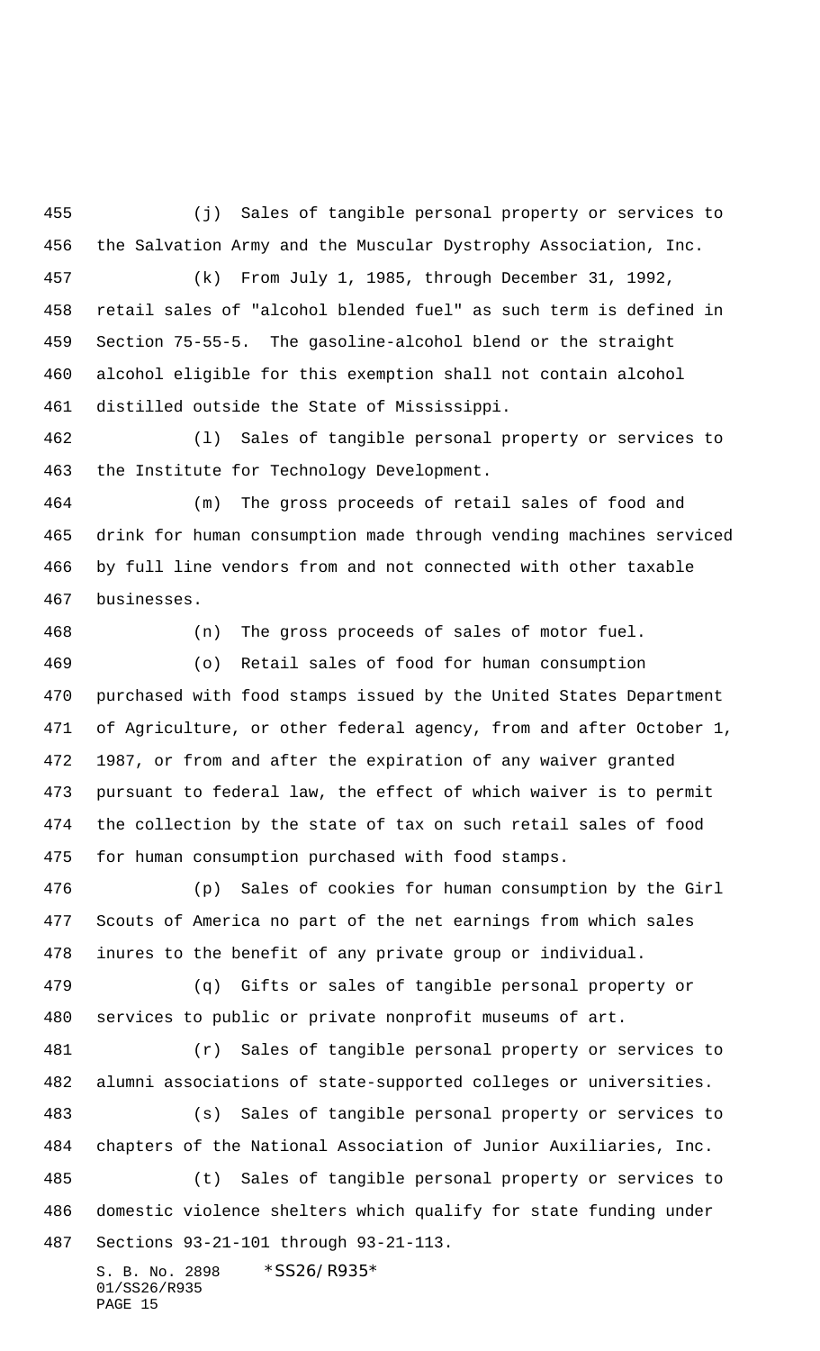(j) Sales of tangible personal property or services to the Salvation Army and the Muscular Dystrophy Association, Inc.

(k) From July 1, 1985, through December 31, 1992, retail sales of "alcohol blended fuel" as such term is defined in Section 75-55-5. The gasoline-alcohol blend or the straight alcohol eligible for this exemption shall not contain alcohol distilled outside the State of Mississippi.

(l) Sales of tangible personal property or services to the Institute for Technology Development.

(m) The gross proceeds of retail sales of food and drink for human consumption made through vending machines serviced by full line vendors from and not connected with other taxable businesses.

(n) The gross proceeds of sales of motor fuel.

(o) Retail sales of food for human consumption purchased with food stamps issued by the United States Department of Agriculture, or other federal agency, from and after October 1, 1987, or from and after the expiration of any waiver granted pursuant to federal law, the effect of which waiver is to permit the collection by the state of tax on such retail sales of food for human consumption purchased with food stamps.

(p) Sales of cookies for human consumption by the Girl Scouts of America no part of the net earnings from which sales inures to the benefit of any private group or individual.

(q) Gifts or sales of tangible personal property or services to public or private nonprofit museums of art.

(r) Sales of tangible personal property or services to alumni associations of state-supported colleges or universities.

(s) Sales of tangible personal property or services to chapters of the National Association of Junior Auxiliaries, Inc.

(t) Sales of tangible personal property or services to domestic violence shelters which qualify for state funding under Sections 93-21-101 through 93-21-113.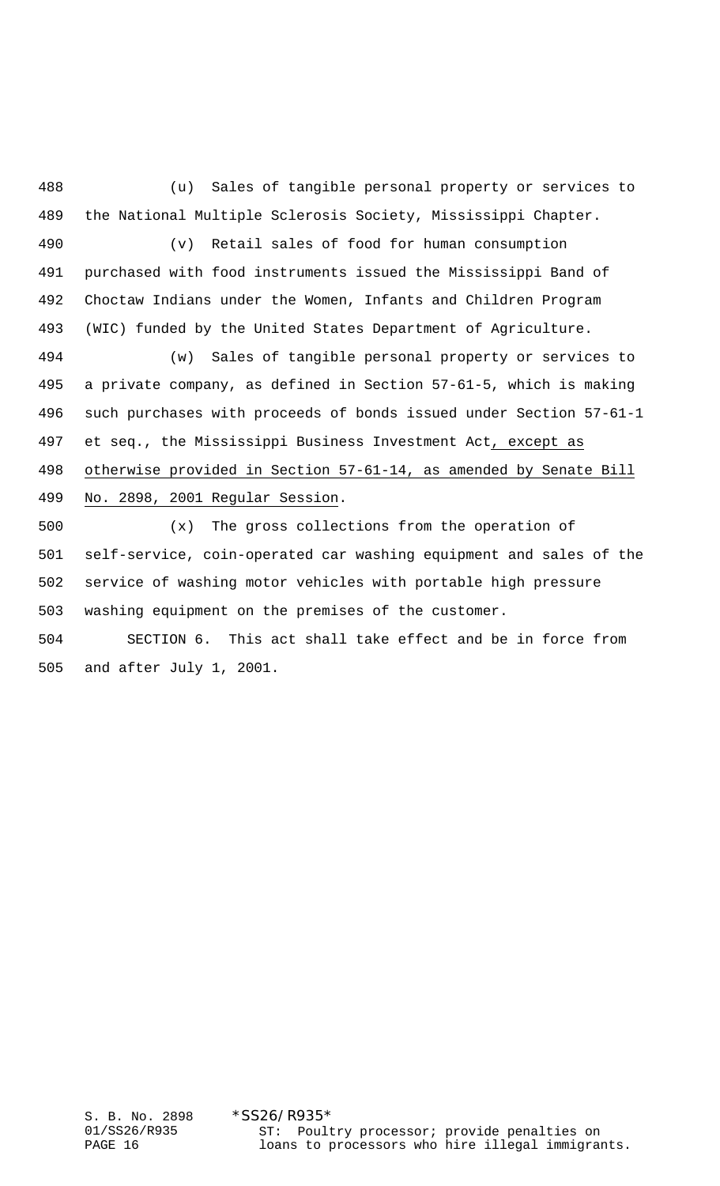(u) Sales of tangible personal property or services to the National Multiple Sclerosis Society, Mississippi Chapter.

(v) Retail sales of food for human consumption purchased with food instruments issued the Mississippi Band of Choctaw Indians under the Women, Infants and Children Program (WIC) funded by the United States Department of Agriculture.

(w) Sales of tangible personal property or services to a private company, as defined in Section 57-61-5, which is making such purchases with proceeds of bonds issued under Section 57-61-1 et seq., the Mississippi Business Investment Act<u>, except as otherwise provided in Section 57-61-14, as amended by Senate Bill No. 2898, 2001 Regular Session</u>.

(x) The gross collections from the operation of self-service, coin-operated car washing equipment and sales of the service of washing motor vehicles with portable high pressure washing equipment on the premises of the customer.

SECTION 6. This act shall take effect and be in force from and after July 1, 2001.